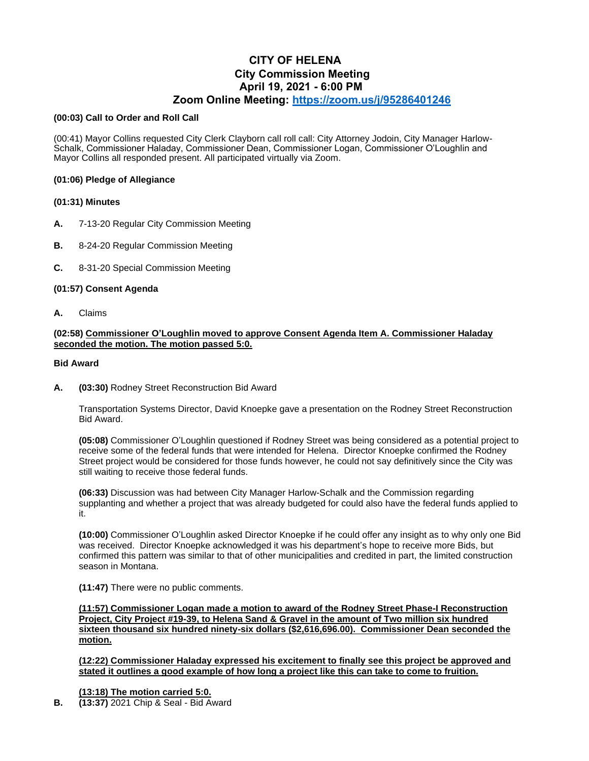# CITY OF HELENA
## City Commission Meeting
## April 19, 2021 - 6:00 PM
## Zoom Online Meeting: https://zoom.us/j/95286401246

**(00:03) Call to Order and Roll Call**

(00:41) Mayor Collins requested City Clerk Clayborn call roll call: City Attorney Jodoin, City Manager Harlow-Schalk, Commissioner Haladay, Commissioner Dean, Commissioner Logan, Commissioner O'Loughlin and Mayor Collins all responded present. All participated virtually via Zoom.

**(01:06) Pledge of Allegiance**

**(01:31) Minutes**

**A.** 7-13-20 Regular City Commission Meeting

**B.** 8-24-20 Regular Commission Meeting

**C.** 8-31-20 Special Commission Meeting

**(01:57) Consent Agenda**

**A.** Claims

**(02:58) Commissioner O'Loughlin moved to approve Consent Agenda Item A. Commissioner Haladay seconded the motion. The motion passed 5:0.**

**Bid Award**

**A.** **(03:30)** Rodney Street Reconstruction Bid Award

Transportation Systems Director, David Knoepke gave a presentation on the Rodney Street Reconstruction Bid Award.

**(05:08)** Commissioner O'Loughlin questioned if Rodney Street was being considered as a potential project to receive some of the federal funds that were intended for Helena. Director Knoepke confirmed the Rodney Street project would be considered for those funds however, he could not say definitively since the City was still waiting to receive those federal funds.

**(06:33)** Discussion was had between City Manager Harlow-Schalk and the Commission regarding supplanting and whether a project that was already budgeted for could also have the federal funds applied to it.

**(10:00)** Commissioner O'Loughlin asked Director Knoepke if he could offer any insight as to why only one Bid was received. Director Knoepke acknowledged it was his department's hope to receive more Bids, but confirmed this pattern was similar to that of other municipalities and credited in part, the limited construction season in Montana.

**(11:47)** There were no public comments.

**(11:57) Commissioner Logan made a motion to award of the Rodney Street Phase-I Reconstruction Project, City Project #19-39, to Helena Sand & Gravel in the amount of Two million six hundred sixteen thousand six hundred ninety-six dollars ($2,616,696.00). Commissioner Dean seconded the motion.**

**(12:22) Commissioner Haladay expressed his excitement to finally see this project be approved and stated it outlines a good example of how long a project like this can take to come to fruition.**

**(13:18) The motion carried 5:0.**

**B.** **(13:37)** 2021 Chip & Seal - Bid Award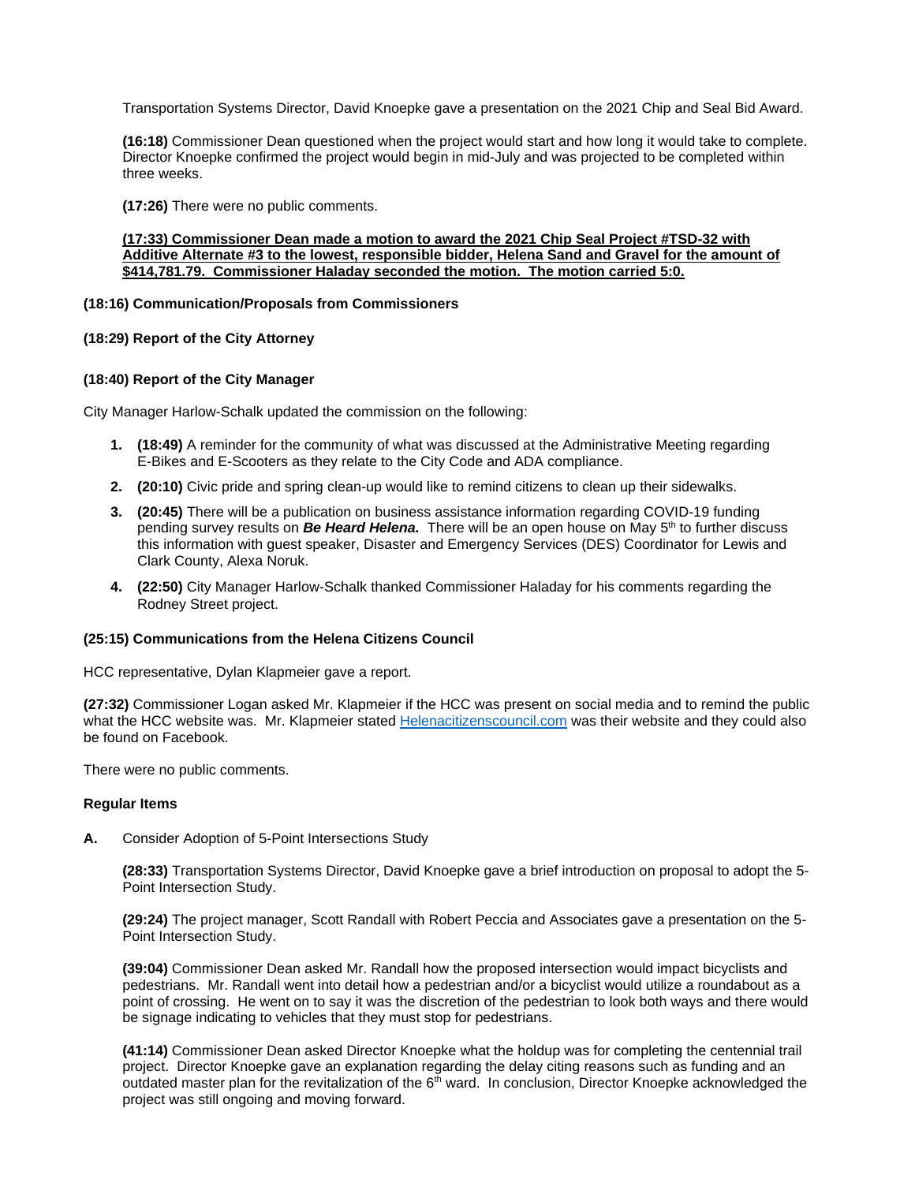Transportation Systems Director, David Knoepke gave a presentation on the 2021 Chip and Seal Bid Award.

**(16:18)** Commissioner Dean questioned when the project would start and how long it would take to complete. Director Knoepke confirmed the project would begin in mid-July and was projected to be completed within three weeks.

**(17:26)** There were no public comments.

**(17:33) Commissioner Dean made a motion to award the 2021 Chip Seal Project #TSD-32 with Additive Alternate #3 to the lowest, responsible bidder, Helena Sand and Gravel for the amount of $414,781.79. Commissioner Haladay seconded the motion. The motion carried 5:0.**

**(18:16) Communication/Proposals from Commissioners**

**(18:29) Report of the City Attorney**

**(18:40) Report of the City Manager**

City Manager Harlow-Schalk updated the commission on the following:

1. **(18:49)** A reminder for the community of what was discussed at the Administrative Meeting regarding E-Bikes and E-Scooters as they relate to the City Code and ADA compliance.
2. **(20:10)** Civic pride and spring clean-up would like to remind citizens to clean up their sidewalks.
3. **(20:45)** There will be a publication on business assistance information regarding COVID-19 funding pending survey results on ***Be Heard Helena.*** There will be an open house on May 5th to further discuss this information with guest speaker, Disaster and Emergency Services (DES) Coordinator for Lewis and Clark County, Alexa Noruk.
4. **(22:50)** City Manager Harlow-Schalk thanked Commissioner Haladay for his comments regarding the Rodney Street project.

**(25:15) Communications from the Helena Citizens Council**

HCC representative, Dylan Klapmeier gave a report.

**(27:32)** Commissioner Logan asked Mr. Klapmeier if the HCC was present on social media and to remind the public what the HCC website was. Mr. Klapmeier stated Helenacitizenscouncil.com was their website and they could also be found on Facebook.

There were no public comments.

**Regular Items**

**A.** Consider Adoption of 5-Point Intersections Study

**(28:33)** Transportation Systems Director, David Knoepke gave a brief introduction on proposal to adopt the 5-Point Intersection Study.

**(29:24)** The project manager, Scott Randall with Robert Peccia and Associates gave a presentation on the 5-Point Intersection Study.

**(39:04)** Commissioner Dean asked Mr. Randall how the proposed intersection would impact bicyclists and pedestrians. Mr. Randall went into detail how a pedestrian and/or a bicyclist would utilize a roundabout as a point of crossing. He went on to say it was the discretion of the pedestrian to look both ways and there would be signage indicating to vehicles that they must stop for pedestrians.

**(41:14)** Commissioner Dean asked Director Knoepke what the holdup was for completing the centennial trail project. Director Knoepke gave an explanation regarding the delay citing reasons such as funding and an outdated master plan for the revitalization of the 6th ward. In conclusion, Director Knoepke acknowledged the project was still ongoing and moving forward.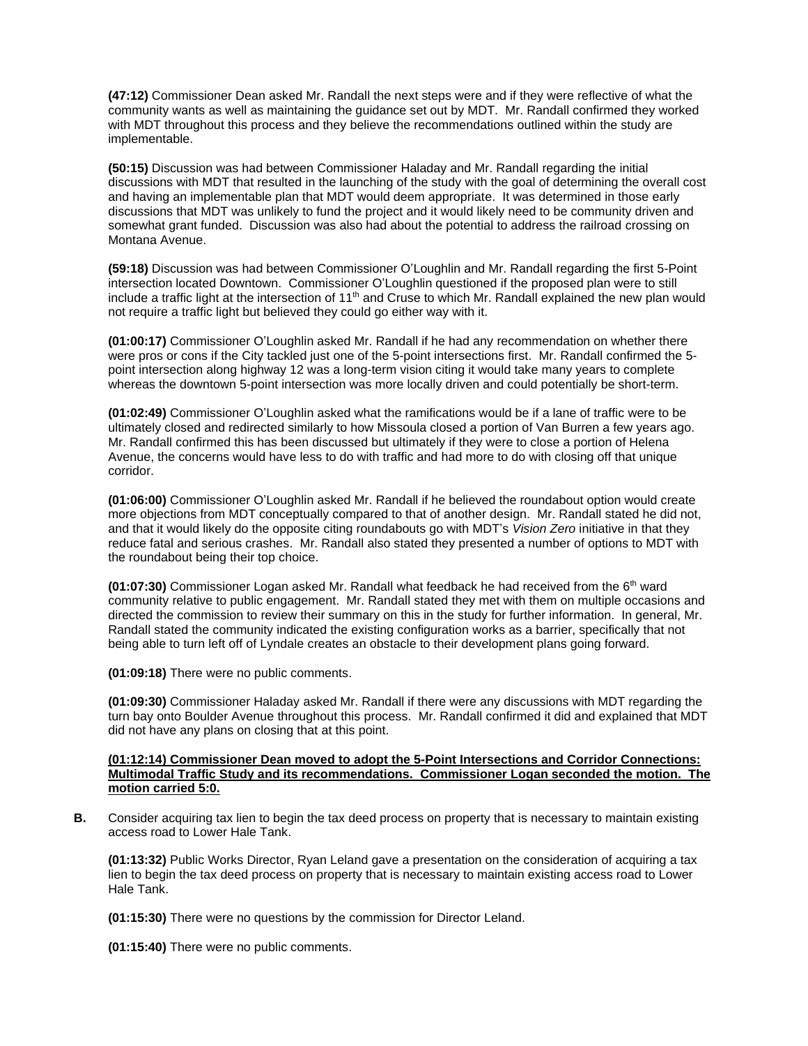**(47:12)** Commissioner Dean asked Mr. Randall the next steps were and if they were reflective of what the community wants as well as maintaining the guidance set out by MDT. Mr. Randall confirmed they worked with MDT throughout this process and they believe the recommendations outlined within the study are implementable.

**(50:15)** Discussion was had between Commissioner Haladay and Mr. Randall regarding the initial discussions with MDT that resulted in the launching of the study with the goal of determining the overall cost and having an implementable plan that MDT would deem appropriate. It was determined in those early discussions that MDT was unlikely to fund the project and it would likely need to be community driven and somewhat grant funded. Discussion was also had about the potential to address the railroad crossing on Montana Avenue.

**(59:18)** Discussion was had between Commissioner O'Loughlin and Mr. Randall regarding the first 5-Point intersection located Downtown. Commissioner O'Loughlin questioned if the proposed plan were to still include a traffic light at the intersection of 11th and Cruse to which Mr. Randall explained the new plan would not require a traffic light but believed they could go either way with it.

**(01:00:17)** Commissioner O'Loughlin asked Mr. Randall if he had any recommendation on whether there were pros or cons if the City tackled just one of the 5-point intersections first. Mr. Randall confirmed the 5-point intersection along highway 12 was a long-term vision citing it would take many years to complete whereas the downtown 5-point intersection was more locally driven and could potentially be short-term.

**(01:02:49)** Commissioner O'Loughlin asked what the ramifications would be if a lane of traffic were to be ultimately closed and redirected similarly to how Missoula closed a portion of Van Burren a few years ago. Mr. Randall confirmed this has been discussed but ultimately if they were to close a portion of Helena Avenue, the concerns would have less to do with traffic and had more to do with closing off that unique corridor.

**(01:06:00)** Commissioner O'Loughlin asked Mr. Randall if he believed the roundabout option would create more objections from MDT conceptually compared to that of another design. Mr. Randall stated he did not, and that it would likely do the opposite citing roundabouts go with MDT's *Vision Zero* initiative in that they reduce fatal and serious crashes. Mr. Randall also stated they presented a number of options to MDT with the roundabout being their top choice.

**(01:07:30)** Commissioner Logan asked Mr. Randall what feedback he had received from the 6th ward community relative to public engagement. Mr. Randall stated they met with them on multiple occasions and directed the commission to review their summary on this in the study for further information. In general, Mr. Randall stated the community indicated the existing configuration works as a barrier, specifically that not being able to turn left off of Lyndale creates an obstacle to their development plans going forward.

**(01:09:18)** There were no public comments.

**(01:09:30)** Commissioner Haladay asked Mr. Randall if there were any discussions with MDT regarding the turn bay onto Boulder Avenue throughout this process. Mr. Randall confirmed it did and explained that MDT did not have any plans on closing that at this point.

**(01:12:14) Commissioner Dean moved to adopt the 5-Point Intersections and Corridor Connections: Multimodal Traffic Study and its recommendations. Commissioner Logan seconded the motion. The motion carried 5:0.**

**B.** Consider acquiring tax lien to begin the tax deed process on property that is necessary to maintain existing access road to Lower Hale Tank.

**(01:13:32)** Public Works Director, Ryan Leland gave a presentation on the consideration of acquiring a tax lien to begin the tax deed process on property that is necessary to maintain existing access road to Lower Hale Tank.

**(01:15:30)** There were no questions by the commission for Director Leland.

**(01:15:40)** There were no public comments.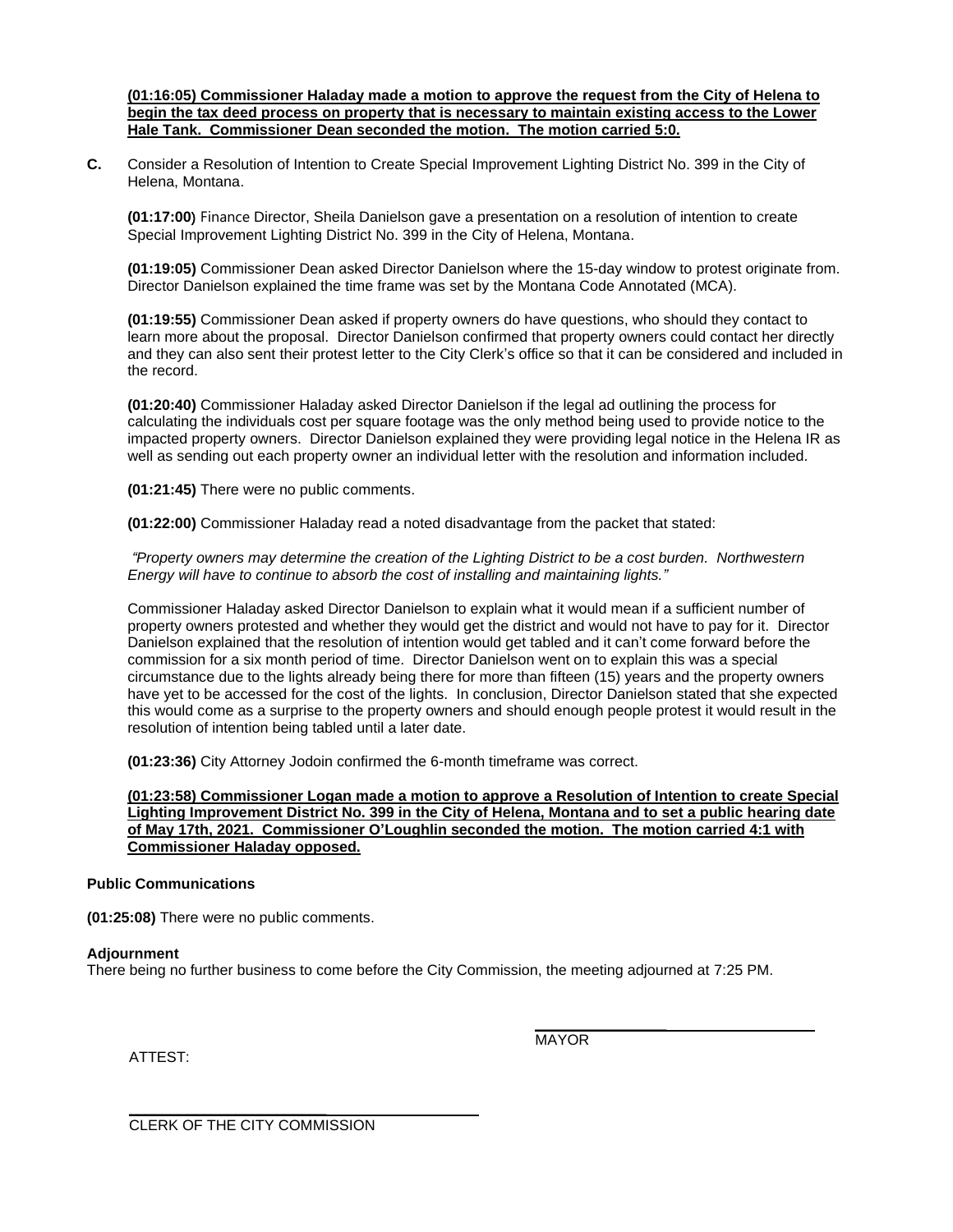**(01:16:05) Commissioner Haladay made a motion to approve the request from the City of Helena to begin the tax deed process on property that is necessary to maintain existing access to the Lower Hale Tank. Commissioner Dean seconded the motion. The motion carried 5:0.**

**C.** Consider a Resolution of Intention to Create Special Improvement Lighting District No. 399 in the City of Helena, Montana.

**(01:17:00)** Finance Director, Sheila Danielson gave a presentation on a resolution of intention to create Special Improvement Lighting District No. 399 in the City of Helena, Montana.

**(01:19:05)** Commissioner Dean asked Director Danielson where the 15-day window to protest originate from. Director Danielson explained the time frame was set by the Montana Code Annotated (MCA).

**(01:19:55)** Commissioner Dean asked if property owners do have questions, who should they contact to learn more about the proposal. Director Danielson confirmed that property owners could contact her directly and they can also sent their protest letter to the City Clerk's office so that it can be considered and included in the record.

**(01:20:40)** Commissioner Haladay asked Director Danielson if the legal ad outlining the process for calculating the individuals cost per square footage was the only method being used to provide notice to the impacted property owners. Director Danielson explained they were providing legal notice in the Helena IR as well as sending out each property owner an individual letter with the resolution and information included.

**(01:21:45)** There were no public comments.

**(01:22:00)** Commissioner Haladay read a noted disadvantage from the packet that stated:

*"Property owners may determine the creation of the Lighting District to be a cost burden. Northwestern Energy will have to continue to absorb the cost of installing and maintaining lights."*

Commissioner Haladay asked Director Danielson to explain what it would mean if a sufficient number of property owners protested and whether they would get the district and would not have to pay for it. Director Danielson explained that the resolution of intention would get tabled and it can't come forward before the commission for a six month period of time. Director Danielson went on to explain this was a special circumstance due to the lights already being there for more than fifteen (15) years and the property owners have yet to be accessed for the cost of the lights. In conclusion, Director Danielson stated that she expected this would come as a surprise to the property owners and should enough people protest it would result in the resolution of intention being tabled until a later date.

**(01:23:36)** City Attorney Jodoin confirmed the 6-month timeframe was correct.

**(01:23:58) Commissioner Logan made a motion to approve a Resolution of Intention to create Special Lighting Improvement District No. 399 in the City of Helena, Montana and to set a public hearing date of May 17th, 2021. Commissioner O'Loughlin seconded the motion. The motion carried 4:1 with Commissioner Haladay opposed.**

**Public Communications**

**(01:25:08)** There were no public comments.

**Adjournment**

There being no further business to come before the City Commission, the meeting adjourned at 7:25 PM.

MAYOR

ATTEST:

CLERK OF THE CITY COMMISSION